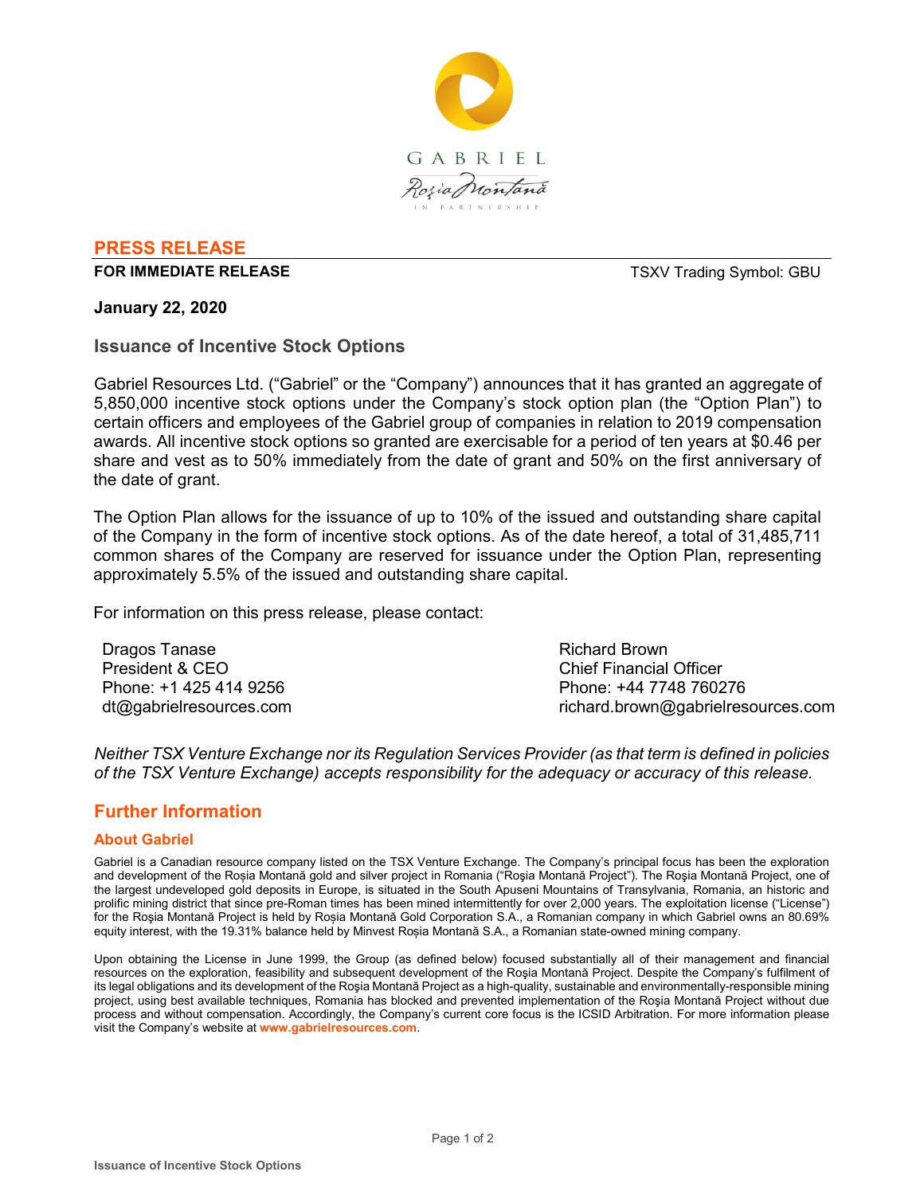GABRIEL

Roşia Montană

IN PARTNERSHIP

## PRESS RELEASE

**FOR IMMEDIATE RELEASE** TSXV Trading Symbol: GBU

**January 22, 2020**

### Issuance of Incentive Stock Options

Gabriel Resources Ltd. ("Gabriel" or the "Company") announces that it has granted an aggregate of 5,850,000 incentive stock options under the Company's stock option plan (the "Option Plan") to certain officers and employees of the Gabriel group of companies in relation to 2019 compensation awards. All incentive stock options so granted are exercisable for a period of ten years at $0.46 per share and vest as to 50% immediately from the date of grant and 50% on the first anniversary of the date of grant.

The Option Plan allows for the issuance of up to 10% of the issued and outstanding share capital of the Company in the form of incentive stock options. As of the date hereof, a total of 31,485,711 common shares of the Company are reserved for issuance under the Option Plan, representing approximately 5.5% of the issued and outstanding share capital.

For information on this press release, please contact:

Dragos Tanase
President & CEO
Phone: +1 425 414 9256
dt@gabrielresources.com

Richard Brown
Chief Financial Officer
Phone: +44 7748 760276
richard.brown@gabrielresources.com

*Neither TSX Venture Exchange nor its Regulation Services Provider (as that term is defined in policies of the TSX Venture Exchange) accepts responsibility for the adequacy or accuracy of this release.*

## Further Information

### About Gabriel

Gabriel is a Canadian resource company listed on the TSX Venture Exchange. The Company's principal focus has been the exploration and development of the Roșia Montană gold and silver project in Romania ("Roşia Montană Project"). The Roşia Montană Project, one of the largest undeveloped gold deposits in Europe, is situated in the South Apuseni Mountains of Transylvania, Romania, an historic and prolific mining district that since pre-Roman times has been mined intermittently for over 2,000 years. The exploitation license ("License") for the Roşia Montană Project is held by Roșia Montană Gold Corporation S.A., a Romanian company in which Gabriel owns an 80.69% equity interest, with the 19.31% balance held by Minvest Roșia Montană S.A., a Romanian state-owned mining company.

Upon obtaining the License in June 1999, the Group (as defined below) focused substantially all of their management and financial resources on the exploration, feasibility and subsequent development of the Roşia Montană Project. Despite the Company's fulfilment of its legal obligations and its development of the Roşia Montană Project as a high-quality, sustainable and environmentally-responsible mining project, using best available techniques, Romania has blocked and prevented implementation of the Roşia Montană Project without due process and without compensation. Accordingly, the Company's current core focus is the ICSID Arbitration. For more information please visit the Company's website at **www.gabrielresources.com**.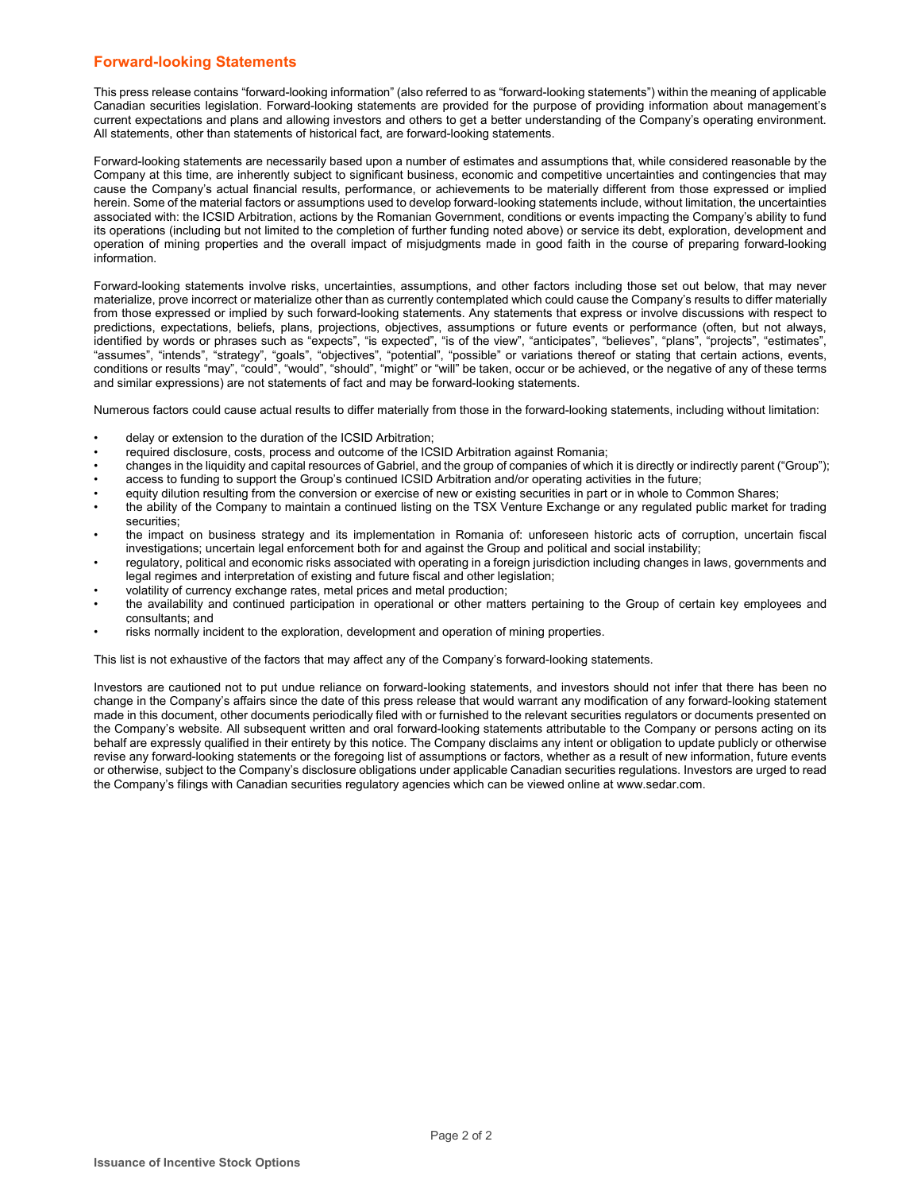## Forward-looking Statements

This press release contains "forward-looking information" (also referred to as "forward-looking statements") within the meaning of applicable Canadian securities legislation. Forward-looking statements are provided for the purpose of providing information about management's current expectations and plans and allowing investors and others to get a better understanding of the Company's operating environment. All statements, other than statements of historical fact, are forward-looking statements.

Forward-looking statements are necessarily based upon a number of estimates and assumptions that, while considered reasonable by the Company at this time, are inherently subject to significant business, economic and competitive uncertainties and contingencies that may cause the Company's actual financial results, performance, or achievements to be materially different from those expressed or implied herein. Some of the material factors or assumptions used to develop forward-looking statements include, without limitation, the uncertainties associated with: the ICSID Arbitration, actions by the Romanian Government, conditions or events impacting the Company's ability to fund its operations (including but not limited to the completion of further funding noted above) or service its debt, exploration, development and operation of mining properties and the overall impact of misjudgments made in good faith in the course of preparing forward-looking information.

Forward-looking statements involve risks, uncertainties, assumptions, and other factors including those set out below, that may never materialize, prove incorrect or materialize other than as currently contemplated which could cause the Company's results to differ materially from those expressed or implied by such forward-looking statements. Any statements that express or involve discussions with respect to predictions, expectations, beliefs, plans, projections, objectives, assumptions or future events or performance (often, but not always, identified by words or phrases such as "expects", "is expected", "is of the view", "anticipates", "believes", "plans", "projects", "estimates", "assumes", "intends", "strategy", "goals", "objectives", "potential", "possible" or variations thereof or stating that certain actions, events, conditions or results "may", "could", "would", "should", "might" or "will" be taken, occur or be achieved, or the negative of any of these terms and similar expressions) are not statements of fact and may be forward-looking statements.

Numerous factors could cause actual results to differ materially from those in the forward-looking statements, including without limitation:

- delay or extension to the duration of the ICSID Arbitration;
- required disclosure, costs, process and outcome of the ICSID Arbitration against Romania;
- changes in the liquidity and capital resources of Gabriel, and the group of companies of which it is directly or indirectly parent ("Group");
- access to funding to support the Group's continued ICSID Arbitration and/or operating activities in the future;
- equity dilution resulting from the conversion or exercise of new or existing securities in part or in whole to Common Shares;
- the ability of the Company to maintain a continued listing on the TSX Venture Exchange or any regulated public market for trading securities;
- the impact on business strategy and its implementation in Romania of: unforeseen historic acts of corruption, uncertain fiscal investigations; uncertain legal enforcement both for and against the Group and political and social instability;
- regulatory, political and economic risks associated with operating in a foreign jurisdiction including changes in laws, governments and legal regimes and interpretation of existing and future fiscal and other legislation;
- volatility of currency exchange rates, metal prices and metal production;
- the availability and continued participation in operational or other matters pertaining to the Group of certain key employees and consultants; and
- risks normally incident to the exploration, development and operation of mining properties.

This list is not exhaustive of the factors that may affect any of the Company's forward-looking statements.

Investors are cautioned not to put undue reliance on forward-looking statements, and investors should not infer that there has been no change in the Company's affairs since the date of this press release that would warrant any modification of any forward-looking statement made in this document, other documents periodically filed with or furnished to the relevant securities regulators or documents presented on the Company's website. All subsequent written and oral forward-looking statements attributable to the Company or persons acting on its behalf are expressly qualified in their entirety by this notice. The Company disclaims any intent or obligation to update publicly or otherwise revise any forward-looking statements or the foregoing list of assumptions or factors, whether as a result of new information, future events or otherwise, subject to the Company's disclosure obligations under applicable Canadian securities regulations. Investors are urged to read the Company's filings with Canadian securities regulatory agencies which can be viewed online at www.sedar.com.